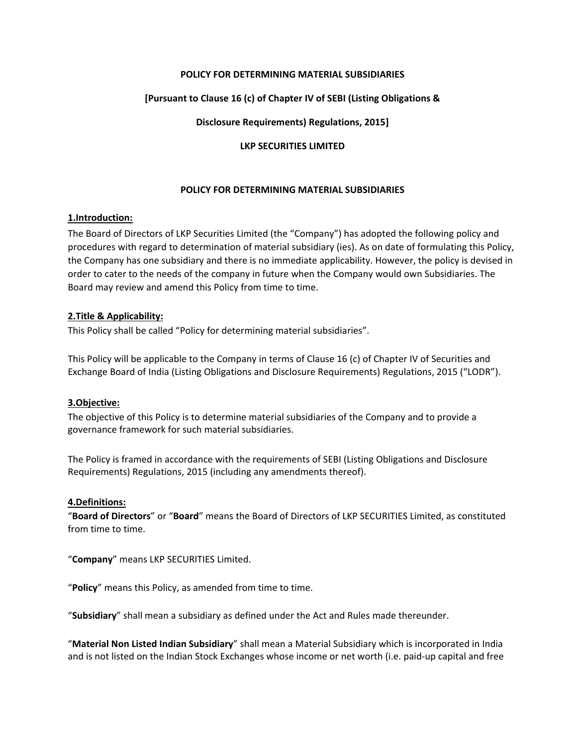**POLICY FOR DETERMINING MATERIAL SUBSIDIARIES**

**[Pursuant to Clause 16 (c) of Chapter IV of SEBI (Listing Obligations &**

**Disclosure Requirements) Regulations, 2015]**

**LKP SECURITIES LIMITED**

# POLICY FOR DETERMINING MATERIAL SUBSIDIARIES

## 1.Introduction:

The Board of Directors of LKP Securities Limited (the "Company") has adopted the following policy and procedures with regard to determination of material subsidiary (ies). As on date of formulating this Policy, the Company has one subsidiary and there is no immediate applicability. However, the policy is devised in order to cater to the needs of the company in future when the Company would own Subsidiaries. The Board may review and amend this Policy from time to time.

## 2.Title & Applicability:

This Policy shall be called "Policy for determining material subsidiaries".

This Policy will be applicable to the Company in terms of Clause 16 (c) of Chapter IV of Securities and Exchange Board of India (Listing Obligations and Disclosure Requirements) Regulations, 2015 ("LODR").

## 3.Objective:

The objective of this Policy is to determine material subsidiaries of the Company and to provide a governance framework for such material subsidiaries.

The Policy is framed in accordance with the requirements of SEBI (Listing Obligations and Disclosure Requirements) Regulations, 2015 (including any amendments thereof).

## 4.Definitions:

"**Board of Directors**" or "**Board**" means the Board of Directors of LKP SECURITIES Limited, as constituted from time to time.

"**Company**" means LKP SECURITIES Limited.

"**Policy**" means this Policy, as amended from time to time.

"**Subsidiary**" shall mean a subsidiary as defined under the Act and Rules made thereunder.

"**Material Non Listed Indian Subsidiary**" shall mean a Material Subsidiary which is incorporated in India and is not listed on the Indian Stock Exchanges whose income or net worth (i.e. paid-up capital and free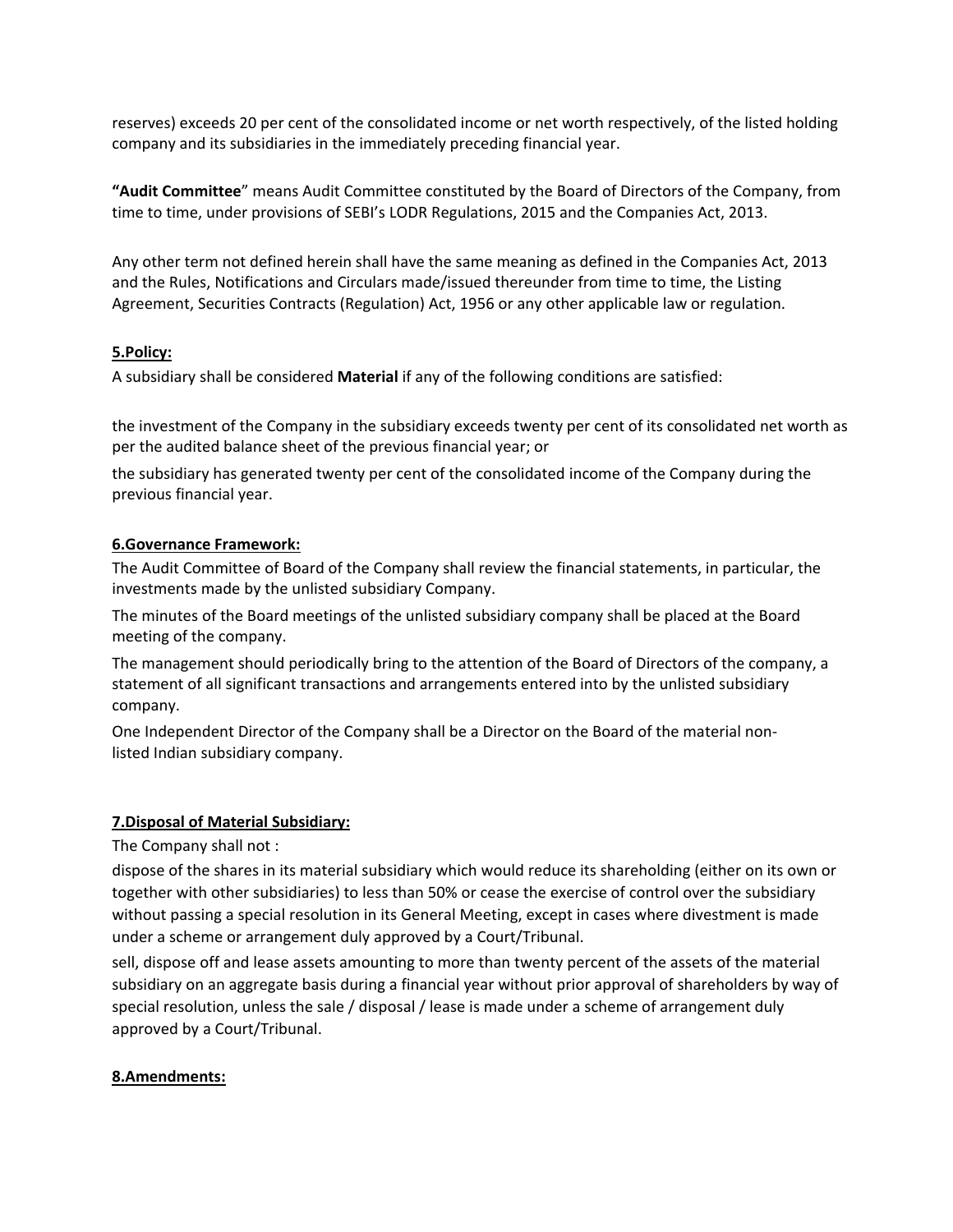reserves) exceeds 20 per cent of the consolidated income or net worth respectively, of the listed holding company and its subsidiaries in the immediately preceding financial year.

**"Audit Committee**" means Audit Committee constituted by the Board of Directors of the Company, from time to time, under provisions of SEBI's LODR Regulations, 2015 and the Companies Act, 2013.

Any other term not defined herein shall have the same meaning as defined in the Companies Act, 2013 and the Rules, Notifications and Circulars made/issued thereunder from time to time, the Listing Agreement, Securities Contracts (Regulation) Act, 1956 or any other applicable law or regulation.

## 5.Policy:

A subsidiary shall be considered **Material** if any of the following conditions are satisfied:

the investment of the Company in the subsidiary exceeds twenty per cent of its consolidated net worth as per the audited balance sheet of the previous financial year; or

the subsidiary has generated twenty per cent of the consolidated income of the Company during the previous financial year.

## 6.Governance Framework:

The Audit Committee of Board of the Company shall review the financial statements, in particular, the investments made by the unlisted subsidiary Company.

The minutes of the Board meetings of the unlisted subsidiary company shall be placed at the Board meeting of the company.

The management should periodically bring to the attention of the Board of Directors of the company, a statement of all significant transactions and arrangements entered into by the unlisted subsidiary company.

One Independent Director of the Company shall be a Director on the Board of the material non-listed Indian subsidiary company.

## 7.Disposal of Material Subsidiary:

The Company shall not :

dispose of the shares in its material subsidiary which would reduce its shareholding (either on its own or together with other subsidiaries) to less than 50% or cease the exercise of control over the subsidiary without passing a special resolution in its General Meeting, except in cases where divestment is made under a scheme or arrangement duly approved by a Court/Tribunal.

sell, dispose off and lease assets amounting to more than twenty percent of the assets of the material subsidiary on an aggregate basis during a financial year without prior approval of shareholders by way of special resolution, unless the sale / disposal / lease is made under a scheme of arrangement duly approved by a Court/Tribunal.

## 8.Amendments: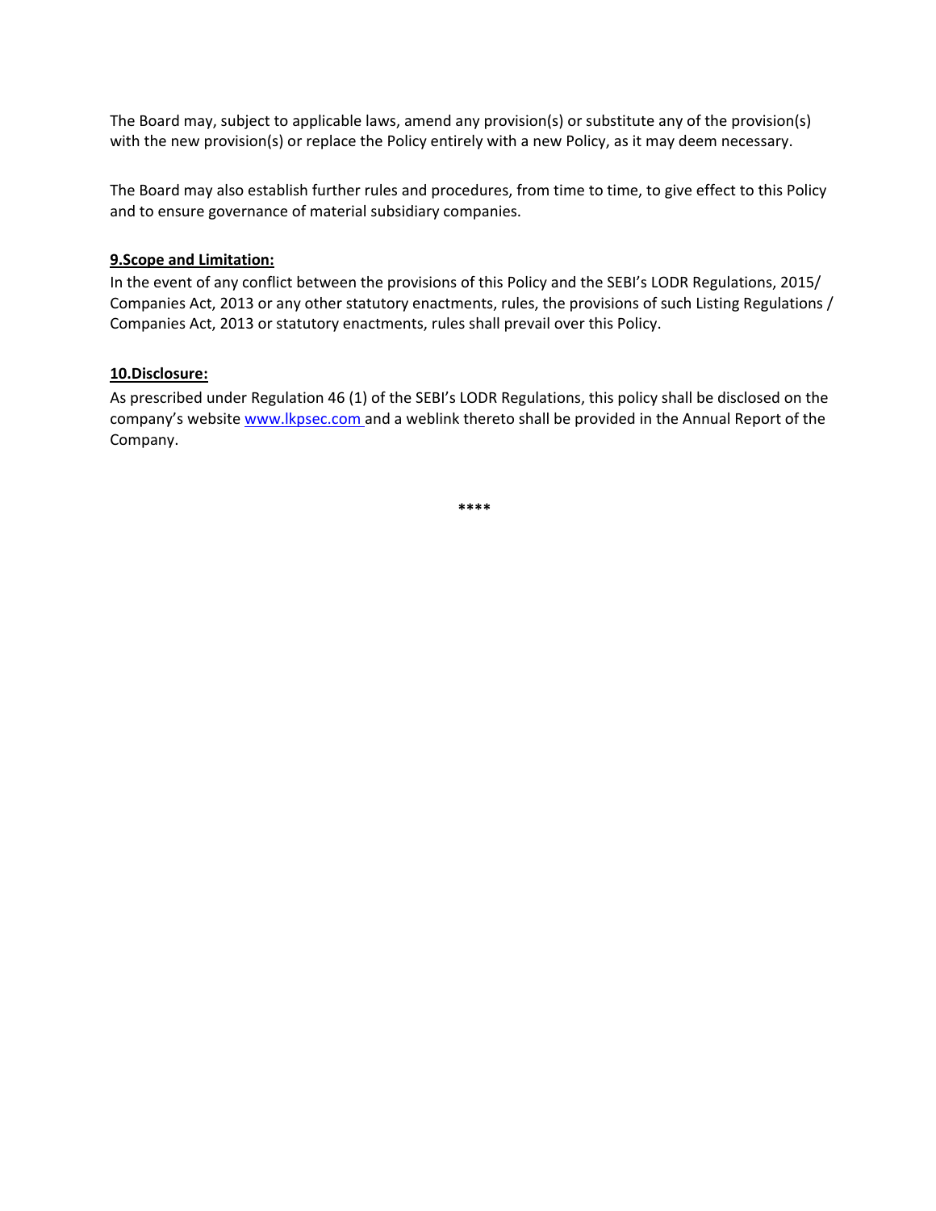The Board may, subject to applicable laws, amend any provision(s) or substitute any of the provision(s) with the new provision(s) or replace the Policy entirely with a new Policy, as it may deem necessary.

The Board may also establish further rules and procedures, from time to time, to give effect to this Policy and to ensure governance of material subsidiary companies.

**9.Scope and Limitation:**

In the event of any conflict between the provisions of this Policy and the SEBI's LODR Regulations, 2015/ Companies Act, 2013 or any other statutory enactments, rules, the provisions of such Listing Regulations / Companies Act, 2013 or statutory enactments, rules shall prevail over this Policy.

**10.Disclosure:**

As prescribed under Regulation 46 (1) of the SEBI's LODR Regulations, this policy shall be disclosed on the company's website www.lkpsec.com and a weblink thereto shall be provided in the Annual Report of the Company.

****